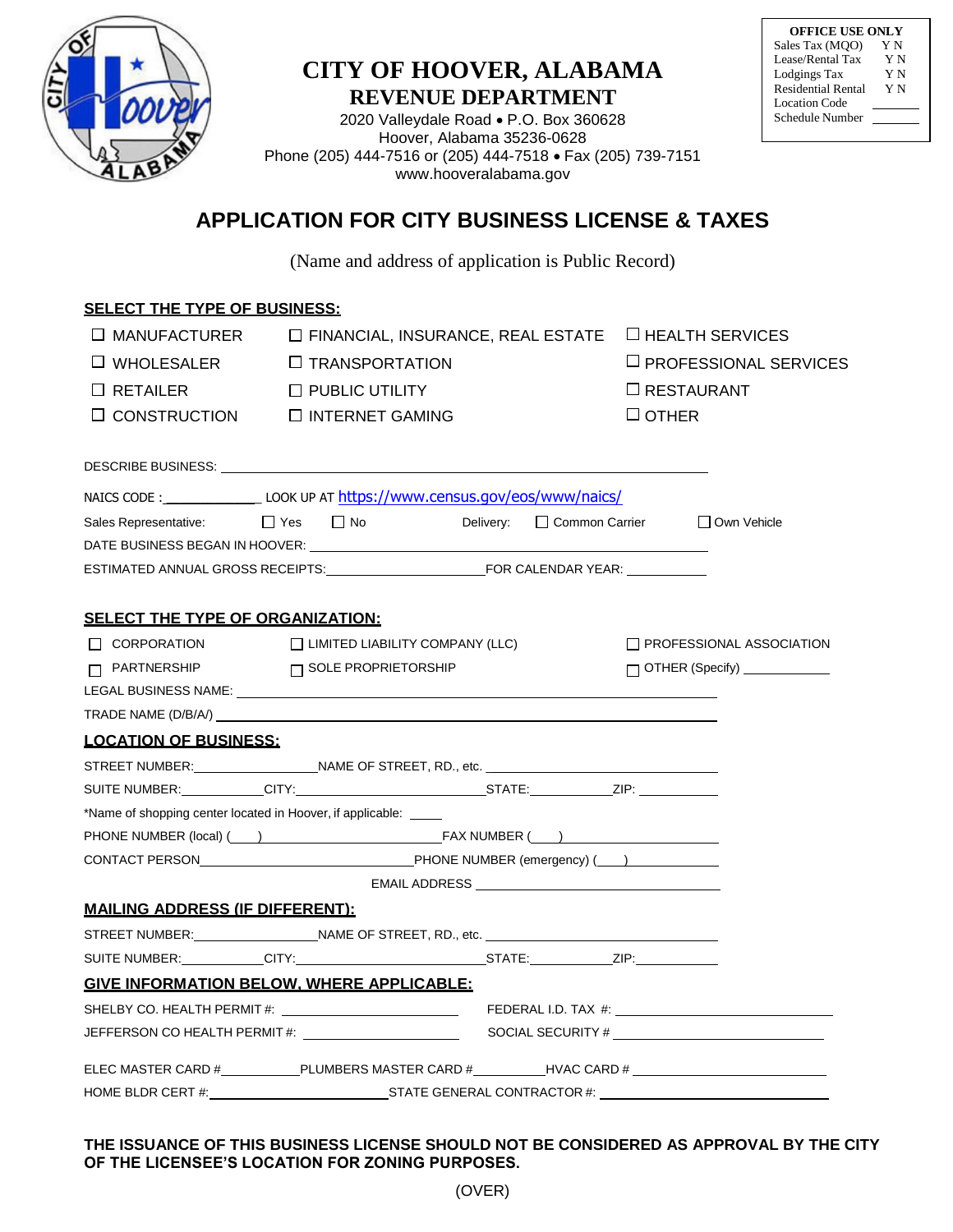# CITY OF HOOVER, ALABAMA
## REVENUE DEPARTMENT

2020 Valleydale Road • P.O. Box 360628
Hoover, Alabama 35236-0628
Phone (205) 444-7516 or (205) 444-7518 • Fax (205) 739-7151
www.hooveralabama.gov

| OFFICE USE ONLY | |
|---|---|
| Sales Tax (MQO) | Y N |
| Lease/Rental Tax | Y N |
| Lodgings Tax | Y N |
| Residential Rental | Y N |
| Location Code | ______ |
| Schedule Number | ______ |

# APPLICATION FOR CITY BUSINESS LICENSE & TAXES

(Name and address of application is Public Record)

**SELECT THE TYPE OF BUSINESS:**

- ☐ MANUFACTURER
- ☐ WHOLESALER
- ☐ RETAILER
- ☐ CONSTRUCTION
- ☐ FINANCIAL, INSURANCE, REAL ESTATE
- ☐ TRANSPORTATION
- ☐ PUBLIC UTILITY
- ☐ INTERNET GAMING
- ☐ HEALTH SERVICES
- ☐ PROFESSIONAL SERVICES
- ☐ RESTAURANT
- ☐ OTHER

DESCRIBE BUSINESS: ____________________

NAICS CODE : ____________ LOOK UP AT https://www.census.gov/eos/www/naics/

Sales Representative: ☐ Yes ☐ No     Delivery: ☐ Common Carrier ☐ Own Vehicle

DATE BUSINESS BEGAN IN HOOVER: ____________________

ESTIMATED ANNUAL GROSS RECEIPTS: ____________ FOR CALENDAR YEAR: ________

**SELECT THE TYPE OF ORGANIZATION:**

- ☐ CORPORATION
- ☐ PARTNERSHIP
- ☐ LIMITED LIABILITY COMPANY (LLC)
- ☐ SOLE PROPRIETORSHIP
- ☐ PROFESSIONAL ASSOCIATION
- ☐ OTHER (Specify) ________

LEGAL BUSINESS NAME: ____________________

TRADE NAME (D/B/A/) ____________________

**LOCATION OF BUSINESS:**

STREET NUMBER: ________ NAME OF STREET, RD., etc. ____________

SUITE NUMBER: ________ CITY: ____________ STATE: ________ ZIP: ________

*Name of shopping center located in Hoover, if applicable: ____

PHONE NUMBER (local) ( ) ____________ FAX NUMBER ( ) ____________

CONTACT PERSON ____________ PHONE NUMBER (emergency) ( ) ________

EMAIL ADDRESS ____________

**MAILING ADDRESS (IF DIFFERENT):**

STREET NUMBER: ________ NAME OF STREET, RD., etc. ____________

SUITE NUMBER: ________ CITY: ____________ STATE: ________ ZIP: ________

**GIVE INFORMATION BELOW, WHERE APPLICABLE:**

SHELBY CO. HEALTH PERMIT #: ____________ FEDERAL I.D. TAX #: ____________

JEFFERSON CO HEALTH PERMIT #: ____________ SOCIAL SECURITY # ____________

ELEC MASTER CARD # ________ PLUMBERS MASTER CARD # ________ HVAC CARD # ____________

HOME BLDR CERT #: ____________ STATE GENERAL CONTRACTOR #: ____________

**THE ISSUANCE OF THIS BUSINESS LICENSE SHOULD NOT BE CONSIDERED AS APPROVAL BY THE CITY OF THE LICENSEE'S LOCATION FOR ZONING PURPOSES.**

(OVER)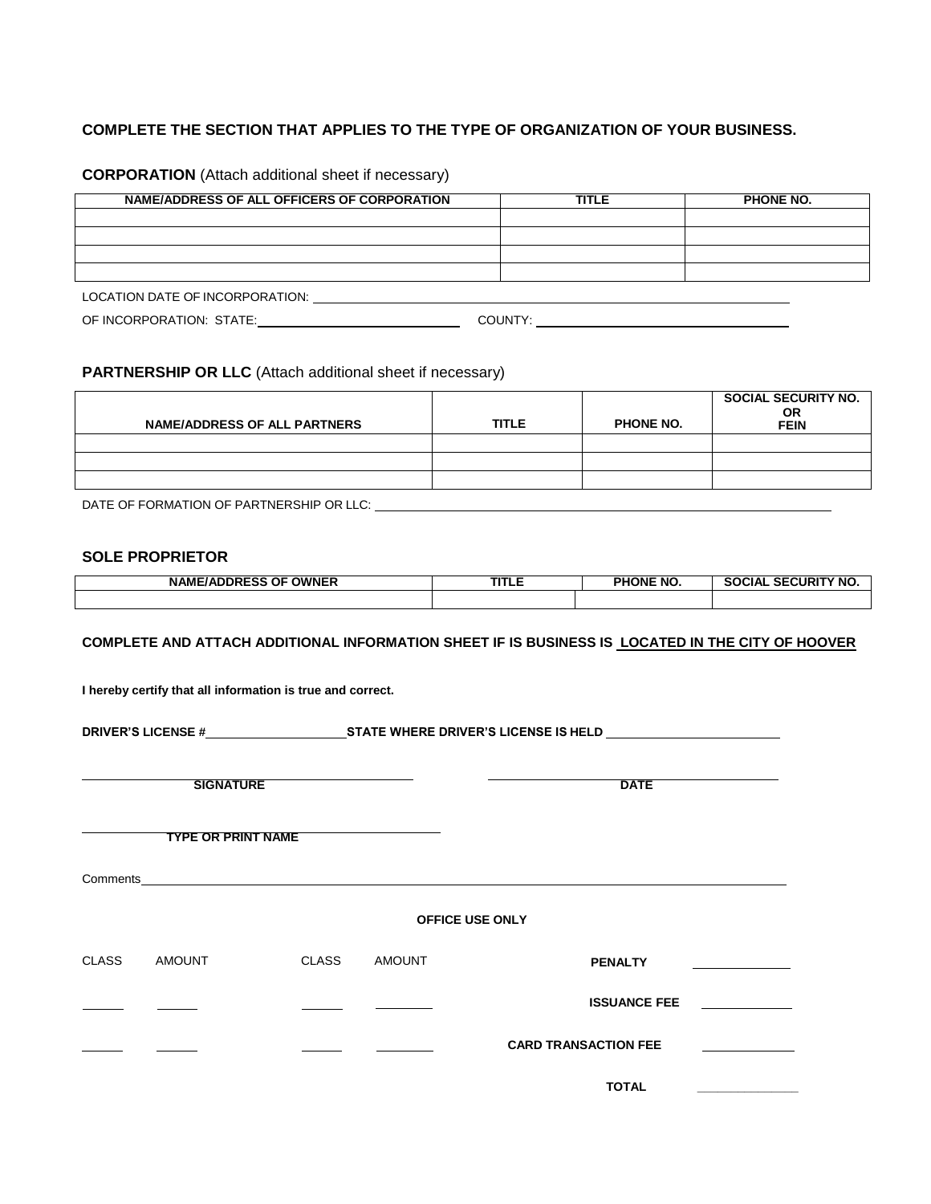**COMPLETE THE SECTION THAT APPLIES TO THE TYPE OF ORGANIZATION OF YOUR BUSINESS.**

**CORPORATION** (Attach additional sheet if necessary)

| NAME/ADDRESS OF ALL OFFICERS OF CORPORATION | TITLE | PHONE NO. |
|---|---|---|
| | | |
| | | |
| | | |
| | | |

LOCATION DATE OF INCORPORATION: \_\_\_\_\_\_\_\_\_\_\_\_\_\_\_\_\_\_\_\_\_\_\_\_\_\_\_\_\_\_\_\_\_\_\_\_\_\_\_\_

OF INCORPORATION: STATE: \_\_\_\_\_\_\_\_\_\_\_\_\_\_\_\_\_\_\_\_ COUNTY: \_\_\_\_\_\_\_\_\_\_\_\_\_\_\_\_\_\_\_\_

**PARTNERSHIP OR LLC** (Attach additional sheet if necessary)

| NAME/ADDRESS OF ALL PARTNERS | TITLE | PHONE NO. | SOCIAL SECURITY NO. OR FEIN |
|---|---|---|---|
| | | | |
| | | | |
| | | | |

DATE OF FORMATION OF PARTNERSHIP OR LLC: \_\_\_\_\_\_\_\_\_\_\_\_\_\_\_\_\_\_\_\_\_\_\_\_\_\_\_\_\_\_\_\_\_\_\_\_\_\_\_\_

**SOLE PROPRIETOR**

| NAME/ADDRESS OF OWNER | TITLE | PHONE NO. | SOCIAL SECURITY NO. |
|---|---|---|---|
| | | | |

**COMPLETE AND ATTACH ADDITIONAL INFORMATION SHEET IF IS BUSINESS IS <u>LOCATED IN THE CITY OF HOOVER</u>**

**I hereby certify that all information is true and correct.**

**DRIVER'S LICENSE #**\_\_\_\_\_\_\_\_\_\_\_\_\_\_\_\_\_\_\_\_ **STATE WHERE DRIVER'S LICENSE IS HELD** \_\_\_\_\_\_\_\_\_\_\_\_\_\_\_\_\_\_\_\_

\_\_\_\_\_\_\_\_\_\_\_\_\_\_\_\_\_\_\_\_\_\_\_\_\_\_\_\_\_\_\_\_\_\_\_\_\_\_\_\_ \_\_\_\_\_\_\_\_\_\_\_\_\_\_\_\_\_\_\_\_\_\_\_\_\_\_\_\_\_\_\_\_\_\_\_\_\_\_\_\_

**SIGNATURE** **DATE**

\_\_\_\_\_\_\_\_\_\_\_\_\_\_\_\_\_\_\_\_\_\_\_\_\_\_\_\_\_\_\_\_\_\_\_\_\_\_\_\_

**TYPE OR PRINT NAME**

Comments\_\_\_\_\_\_\_\_\_\_\_\_\_\_\_\_\_\_\_\_\_\_\_\_\_\_\_\_\_\_\_\_\_\_\_\_\_\_\_\_\_\_\_\_\_\_\_\_\_\_\_\_\_\_\_\_\_\_\_\_\_\_\_\_\_\_\_\_\_\_\_\_\_\_\_\_

**OFFICE USE ONLY**

| CLASS | AMOUNT | CLASS | AMOUNT | | |
|---|---|---|---|---|---|
| | | | | **PENALTY** | \_\_\_\_\_\_\_\_ |
| \_\_\_\_ | \_\_\_\_ | \_\_\_\_ | \_\_\_\_ | **ISSUANCE FEE** | \_\_\_\_\_\_\_\_ |
| \_\_\_\_ | \_\_\_\_ | \_\_\_\_ | \_\_\_\_ | **CARD TRANSACTION FEE** | \_\_\_\_\_\_\_\_ |
| | | | | **TOTAL** | \_\_\_\_\_\_\_\_ |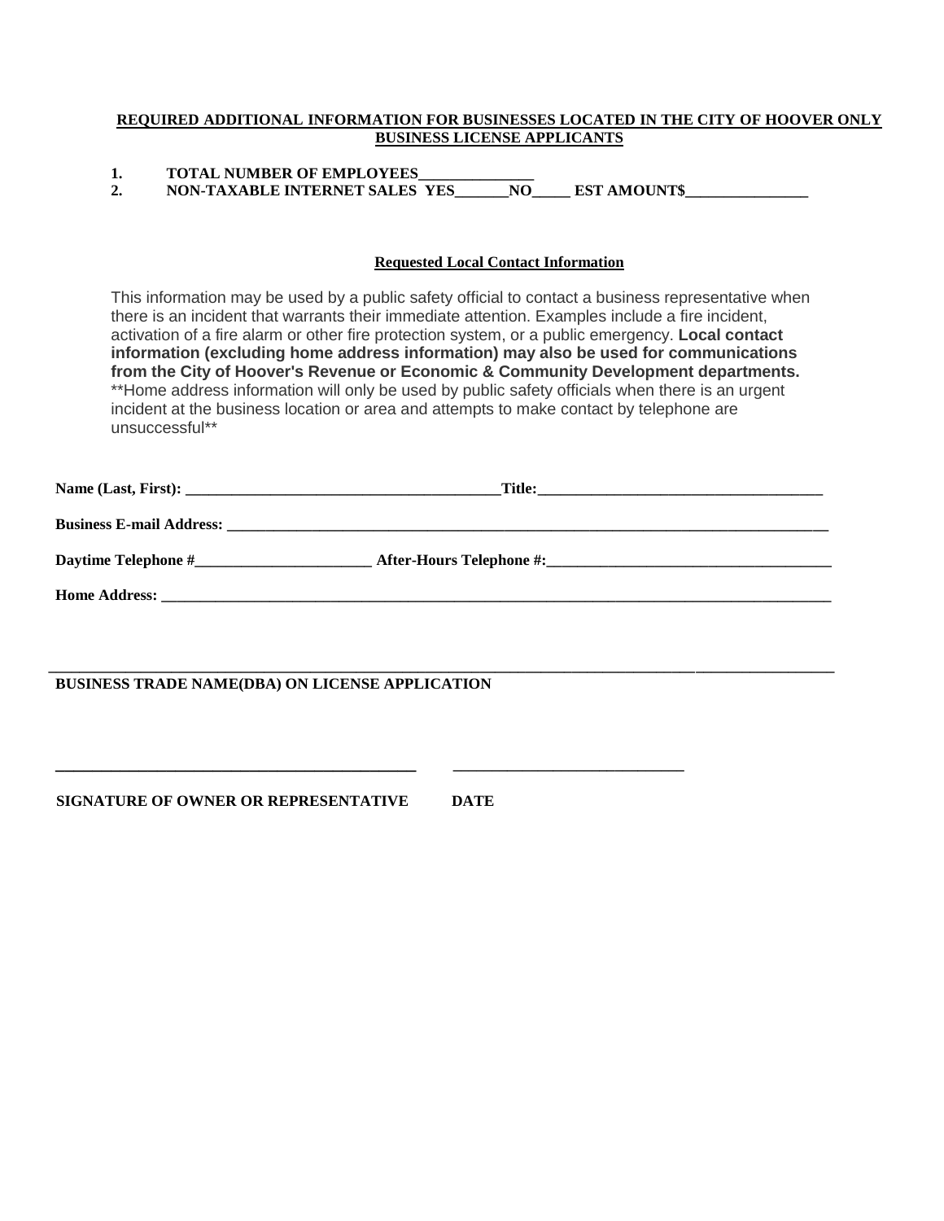**REQUIRED ADDITIONAL INFORMATION FOR BUSINESSES LOCATED IN THE CITY OF HOOVER ONLY BUSINESS LICENSE APPLICANTS**

1. **TOTAL NUMBER OF EMPLOYEES_______________**
2. **NON-TAXABLE INTERNET SALES YES_______NO_____ EST AMOUNT$________________**

**Requested Local Contact Information**

This information may be used by a public safety official to contact a business representative when there is an incident that warrants their immediate attention. Examples include a fire incident, activation of a fire alarm or other fire protection system, or a public emergency. **Local contact information (excluding home address information) may also be used for communications from the City of Hoover's Revenue or Economic & Community Development departments.** **Home address information will only be used by public safety officials when there is an urgent incident at the business location or area and attempts to make contact by telephone are unsuccessful**

**Name (Last, First): _________________________________________Title:_____________________________________**

**Business E-mail Address: ___________________________________________________________________________**

**Daytime Telephone #_______________________ After-Hours Telephone #:_____________________________________**

**Home Address: _______________________________________________________________________________________**

_____________________________________________________________________________________________________

**BUSINESS TRADE NAME(DBA) ON LICENSE APPLICATION**

_______________________________________________ _____________________________

**SIGNATURE OF OWNER OR REPRESENTATIVE DATE**